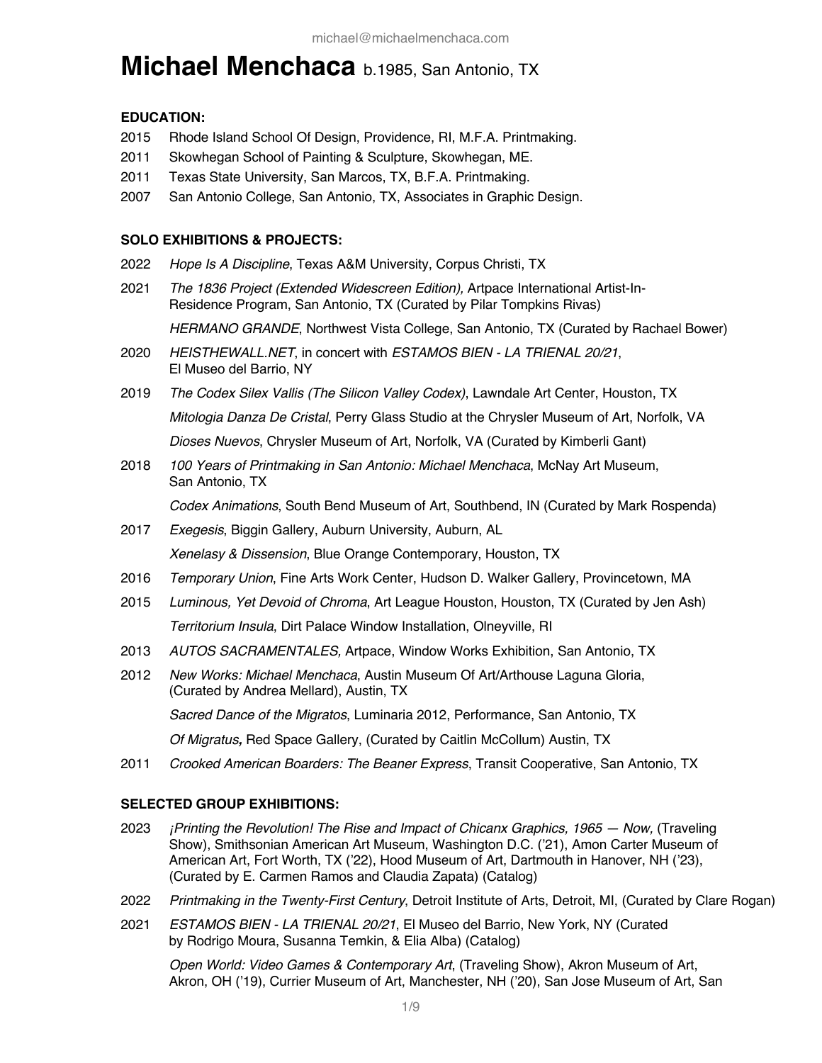michael@michaelmenchaca.com

# Michael Menchaca b.1985, San Antonio, TX

### EDUCATION:

2015 Rhode Island School Of Design, Providence, RI, M.F.A. Printmaking.

2011 Skowhegan School of Painting & Sculpture, Skowhegan, ME.

2011 Texas State University, San Marcos, TX, B.F.A. Printmaking.

2007 San Antonio College, San Antonio, TX, Associates in Graphic Design.

### SOLO EXHIBITIONS & PROJECTS:

2022 *Hope Is A Discipline*, Texas A&M University, Corpus Christi, TX

2021 *The 1836 Project (Extended Widescreen Edition),* Artpace International Artist-In-Residence Program, San Antonio, TX (Curated by Pilar Tompkins Rivas)

*HERMANO GRANDE*, Northwest Vista College, San Antonio, TX (Curated by Rachael Bower)

2020 *HEISTHEWALL.NET*, in concert with *ESTAMOS BIEN - LA TRIENAL 20/21*, El Museo del Barrio, NY

2019 *The Codex Silex Vallis (The Silicon Valley Codex)*, Lawndale Art Center, Houston, TX

*Mitologia Danza De Cristal*, Perry Glass Studio at the Chrysler Museum of Art, Norfolk, VA

*Dioses Nuevos*, Chrysler Museum of Art, Norfolk, VA (Curated by Kimberli Gant)

2018 *100 Years of Printmaking in San Antonio: Michael Menchaca*, McNay Art Museum, San Antonio, TX

*Codex Animations*, South Bend Museum of Art, Southbend, IN (Curated by Mark Rospenda)

2017 *Exegesis*, Biggin Gallery, Auburn University, Auburn, AL

*Xenelasy & Dissension*, Blue Orange Contemporary, Houston, TX

2016 *Temporary Union*, Fine Arts Work Center, Hudson D. Walker Gallery, Provincetown, MA

2015 *Luminous, Yet Devoid of Chroma*, Art League Houston, Houston, TX (Curated by Jen Ash)

*Territorium Insula*, Dirt Palace Window Installation, Olneyville, RI

2013 *AUTOS SACRAMENTALES,* Artpace, Window Works Exhibition, San Antonio, TX

2012 *New Works: Michael Menchaca*, Austin Museum Of Art/Arthouse Laguna Gloria, (Curated by Andrea Mellard), Austin, TX

*Sacred Dance of the Migratos*, Luminaria 2012, Performance, San Antonio, TX

*Of Migratus,* Red Space Gallery, (Curated by Caitlin McCollum) Austin, TX

2011 *Crooked American Boarders: The Beaner Express*, Transit Cooperative, San Antonio, TX

### SELECTED GROUP EXHIBITIONS:

2023 *¡Printing the Revolution! The Rise and Impact of Chicanx Graphics, 1965 — Now,* (Traveling Show), Smithsonian American Art Museum, Washington D.C. ('21), Amon Carter Museum of American Art, Fort Worth, TX ('22), Hood Museum of Art, Dartmouth in Hanover, NH ('23), (Curated by E. Carmen Ramos and Claudia Zapata) (Catalog)

2022 *Printmaking in the Twenty-First Century*, Detroit Institute of Arts, Detroit, MI, (Curated by Clare Rogan)

2021 *ESTAMOS BIEN - LA TRIENAL 20/21*, El Museo del Barrio, New York, NY (Curated by Rodrigo Moura, Susanna Temkin, & Elia Alba) (Catalog)

*Open World: Video Games & Contemporary Art*, (Traveling Show), Akron Museum of Art, Akron, OH ('19), Currier Museum of Art, Manchester, NH ('20), San Jose Museum of Art, San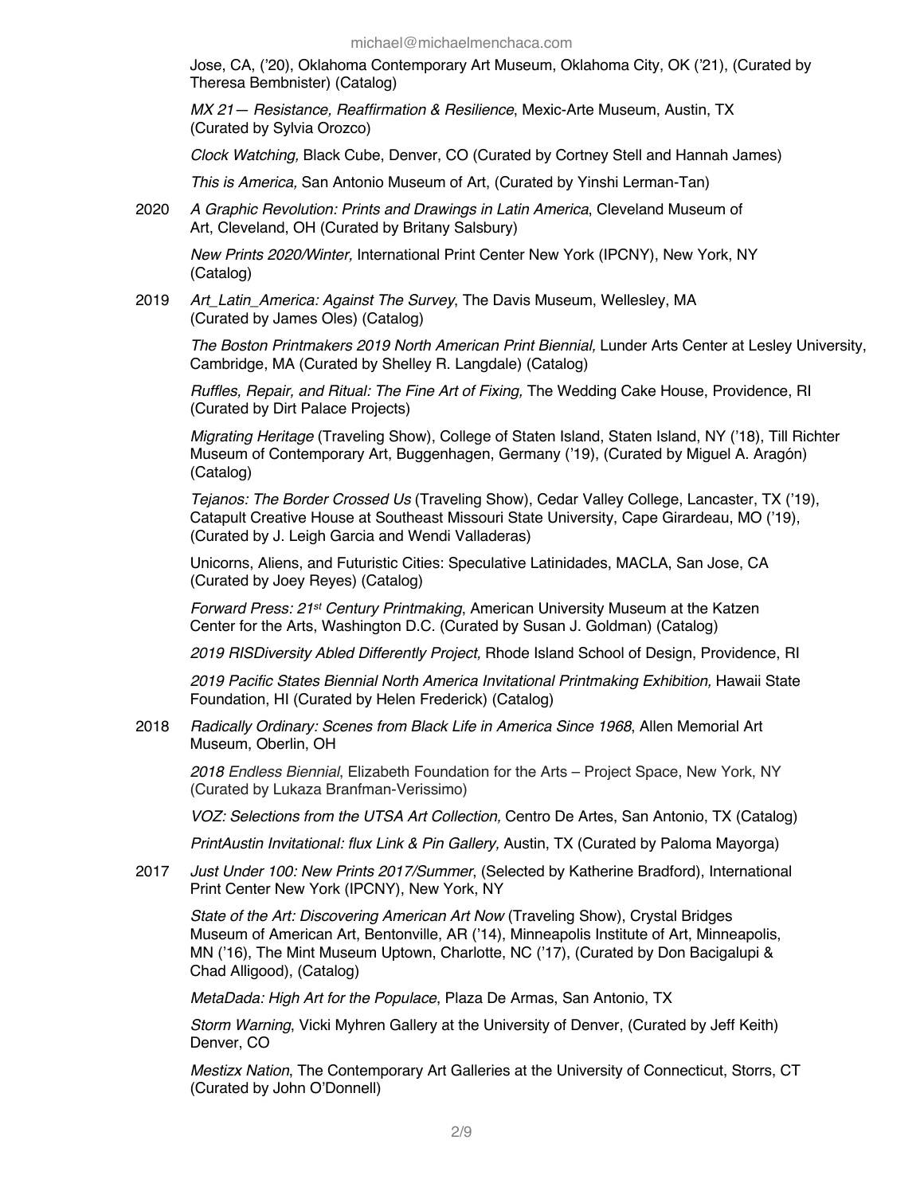Jose, CA, ('20), Oklahoma Contemporary Art Museum, Oklahoma City, OK ('21), (Curated by Theresa Bembnister) (Catalog)

*MX 21— Resistance, Reaffirmation & Resilience*, Mexic-Arte Museum, Austin, TX (Curated by Sylvia Orozco)

*Clock Watching,* Black Cube, Denver, CO (Curated by Cortney Stell and Hannah James)

*This is America,* San Antonio Museum of Art, (Curated by Yinshi Lerman-Tan)

2020 *A Graphic Revolution: Prints and Drawings in Latin America*, Cleveland Museum of Art, Cleveland, OH (Curated by Britany Salsbury)

*New Prints 2020/Winter,* International Print Center New York (IPCNY), New York, NY (Catalog)

2019 *Art_Latin_America: Against The Survey*, The Davis Museum, Wellesley, MA (Curated by James Oles) (Catalog)

*The Boston Printmakers 2019 North American Print Biennial,* Lunder Arts Center at Lesley University, Cambridge, MA (Curated by Shelley R. Langdale) (Catalog)

*Ruffles, Repair, and Ritual: The Fine Art of Fixing,* The Wedding Cake House, Providence, RI (Curated by Dirt Palace Projects)

*Migrating Heritage* (Traveling Show), College of Staten Island, Staten Island, NY ('18), Till Richter Museum of Contemporary Art, Buggenhagen, Germany ('19), (Curated by Miguel A. Aragón) (Catalog)

*Tejanos: The Border Crossed Us* (Traveling Show), Cedar Valley College, Lancaster, TX ('19), Catapult Creative House at Southeast Missouri State University, Cape Girardeau, MO ('19), (Curated by J. Leigh Garcia and Wendi Valladeras)

Unicorns, Aliens, and Futuristic Cities: Speculative Latinidades, MACLA, San Jose, CA (Curated by Joey Reyes) (Catalog)

*Forward Press: 21st Century Printmaking*, American University Museum at the Katzen Center for the Arts, Washington D.C. (Curated by Susan J. Goldman) (Catalog)

*2019 RISDiversity Abled Differently Project,* Rhode Island School of Design, Providence, RI

*2019 Pacific States Biennial North America Invitational Printmaking Exhibition,* Hawaii State Foundation, HI (Curated by Helen Frederick) (Catalog)

2018 *Radically Ordinary: Scenes from Black Life in America Since 1968*, Allen Memorial Art Museum, Oberlin, OH

*2018 Endless Biennial*, Elizabeth Foundation for the Arts – Project Space, New York, NY (Curated by Lukaza Branfman-Verissimo)

*VOZ: Selections from the UTSA Art Collection,* Centro De Artes, San Antonio, TX (Catalog)

*PrintAustin Invitational: flux Link & Pin Gallery,* Austin, TX (Curated by Paloma Mayorga)

2017 *Just Under 100: New Prints 2017/Summer*, (Selected by Katherine Bradford), International Print Center New York (IPCNY), New York, NY

*State of the Art: Discovering American Art Now* (Traveling Show), Crystal Bridges Museum of American Art, Bentonville, AR ('14), Minneapolis Institute of Art, Minneapolis, MN ('16), The Mint Museum Uptown, Charlotte, NC ('17), (Curated by Don Bacigalupi & Chad Alligood), (Catalog)

*MetaDada: High Art for the Populace*, Plaza De Armas, San Antonio, TX

*Storm Warning*, Vicki Myhren Gallery at the University of Denver, (Curated by Jeff Keith) Denver, CO

*Mestizx Nation*, The Contemporary Art Galleries at the University of Connecticut, Storrs, CT (Curated by John O'Donnell)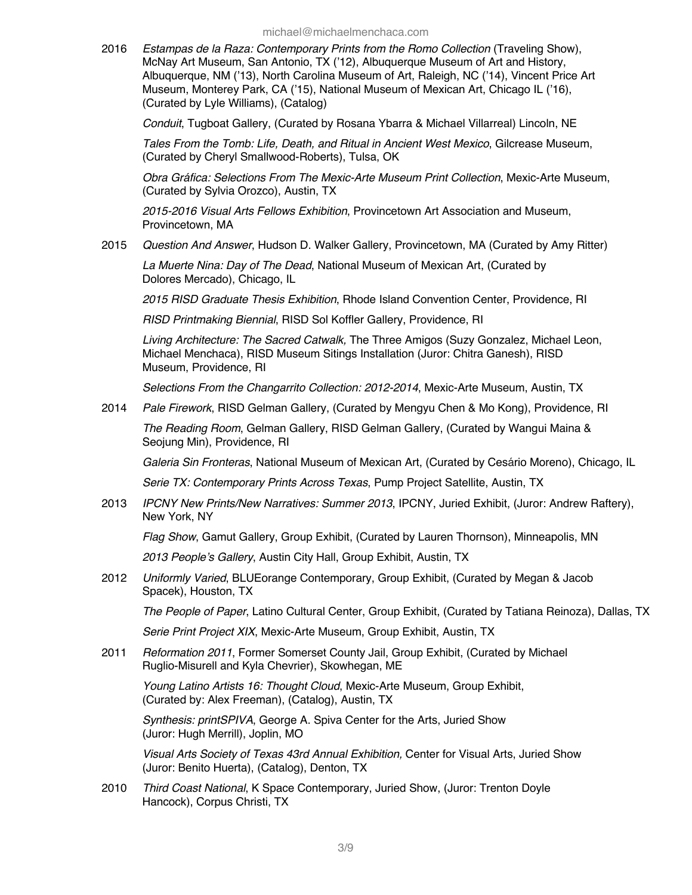2016 *Estampas de la Raza: Contemporary Prints from the Romo Collection* (Traveling Show), McNay Art Museum, San Antonio, TX ('12), Albuquerque Museum of Art and History, Albuquerque, NM ('13), North Carolina Museum of Art, Raleigh, NC ('14), Vincent Price Art Museum, Monterey Park, CA ('15), National Museum of Mexican Art, Chicago IL ('16), (Curated by Lyle Williams), (Catalog)

*Conduit*, Tugboat Gallery, (Curated by Rosana Ybarra & Michael Villarreal) Lincoln, NE

*Tales From the Tomb: Life, Death, and Ritual in Ancient West Mexico*, Gilcrease Museum, (Curated by Cheryl Smallwood-Roberts), Tulsa, OK

*Obra Gráfica: Selections From The Mexic-Arte Museum Print Collection*, Mexic-Arte Museum, (Curated by Sylvia Orozco), Austin, TX

*2015-2016 Visual Arts Fellows Exhibition*, Provincetown Art Association and Museum, Provincetown, MA

2015 *Question And Answer*, Hudson D. Walker Gallery, Provincetown, MA (Curated by Amy Ritter)

*La Muerte Nina: Day of The Dead*, National Museum of Mexican Art, (Curated by Dolores Mercado), Chicago, IL

*2015 RISD Graduate Thesis Exhibition*, Rhode Island Convention Center, Providence, RI

*RISD Printmaking Biennial*, RISD Sol Koffler Gallery, Providence, RI

*Living Architecture: The Sacred Catwalk,* The Three Amigos (Suzy Gonzalez, Michael Leon, Michael Menchaca), RISD Museum Sitings Installation (Juror: Chitra Ganesh), RISD Museum, Providence, RI

*Selections From the Changarrito Collection: 2012-2014*, Mexic-Arte Museum, Austin, TX

2014 *Pale Firework*, RISD Gelman Gallery, (Curated by Mengyu Chen & Mo Kong), Providence, RI

*The Reading Room*, Gelman Gallery, RISD Gelman Gallery, (Curated by Wangui Maina & Seojung Min), Providence, RI

*Galeria Sin Fronteras*, National Museum of Mexican Art, (Curated by Cesário Moreno), Chicago, IL

*Serie TX: Contemporary Prints Across Texas*, Pump Project Satellite, Austin, TX

2013 *IPCNY New Prints/New Narratives: Summer 2013*, IPCNY, Juried Exhibit, (Juror: Andrew Raftery), New York, NY

*Flag Show*, Gamut Gallery, Group Exhibit, (Curated by Lauren Thornson), Minneapolis, MN

*2013 People's Gallery*, Austin City Hall, Group Exhibit, Austin, TX

2012 *Uniformly Varied*, BLUEorange Contemporary, Group Exhibit, (Curated by Megan & Jacob Spacek), Houston, TX

*The People of Paper*, Latino Cultural Center, Group Exhibit, (Curated by Tatiana Reinoza), Dallas, TX

*Serie Print Project XIX*, Mexic-Arte Museum, Group Exhibit, Austin, TX

2011 *Reformation 2011*, Former Somerset County Jail, Group Exhibit, (Curated by Michael Ruglio-Misurell and Kyla Chevrier), Skowhegan, ME

*Young Latino Artists 16: Thought Cloud*, Mexic-Arte Museum, Group Exhibit, (Curated by: Alex Freeman), (Catalog), Austin, TX

*Synthesis: printSPIVA*, George A. Spiva Center for the Arts, Juried Show (Juror: Hugh Merrill), Joplin, MO

*Visual Arts Society of Texas 43rd Annual Exhibition,* Center for Visual Arts, Juried Show (Juror: Benito Huerta), (Catalog), Denton, TX

2010 *Third Coast National*, K Space Contemporary, Juried Show, (Juror: Trenton Doyle Hancock), Corpus Christi, TX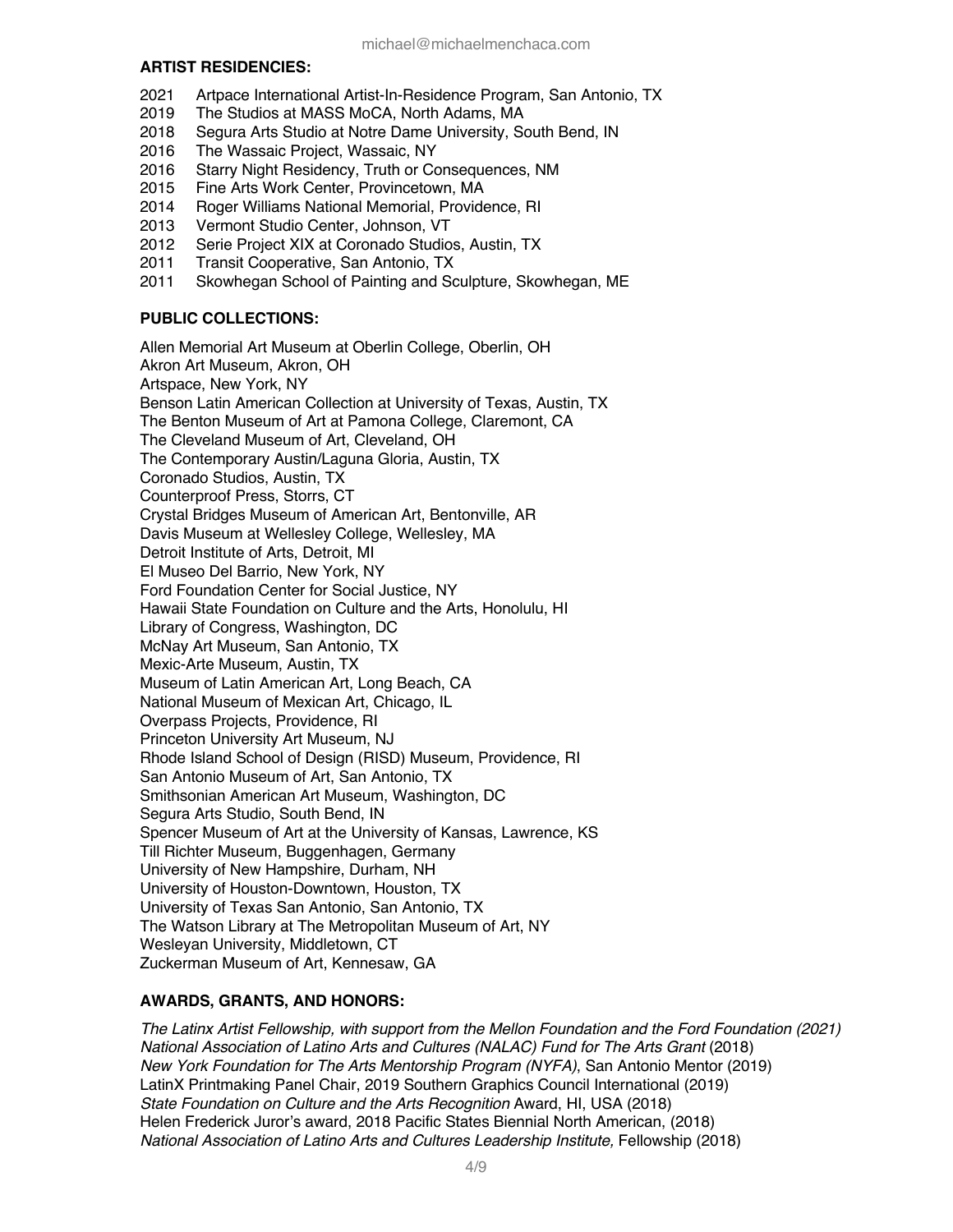**ARTIST RESIDENCIES:**

2021 Artpace International Artist-In-Residence Program, San Antonio, TX
2019 The Studios at MASS MoCA, North Adams, MA
2018 Segura Arts Studio at Notre Dame University, South Bend, IN
2016 The Wassaic Project, Wassaic, NY
2016 Starry Night Residency, Truth or Consequences, NM
2015 Fine Arts Work Center, Provincetown, MA
2014 Roger Williams National Memorial, Providence, RI
2013 Vermont Studio Center, Johnson, VT
2012 Serie Project XIX at Coronado Studios, Austin, TX
2011 Transit Cooperative, San Antonio, TX
2011 Skowhegan School of Painting and Sculpture, Skowhegan, ME

**PUBLIC COLLECTIONS:**

Allen Memorial Art Museum at Oberlin College, Oberlin, OH
Akron Art Museum, Akron, OH
Artspace, New York, NY
Benson Latin American Collection at University of Texas, Austin, TX
The Benton Museum of Art at Pomona College, Claremont, CA
The Cleveland Museum of Art, Cleveland, OH
The Contemporary Austin/Laguna Gloria, Austin, TX
Coronado Studios, Austin, TX
Counterproof Press, Storrs, CT
Crystal Bridges Museum of American Art, Bentonville, AR
Davis Museum at Wellesley College, Wellesley, MA
Detroit Institute of Arts, Detroit, MI
El Museo Del Barrio, New York, NY
Ford Foundation Center for Social Justice, NY
Hawaii State Foundation on Culture and the Arts, Honolulu, HI
Library of Congress, Washington, DC
McNay Art Museum, San Antonio, TX
Mexic-Arte Museum, Austin, TX
Museum of Latin American Art, Long Beach, CA
National Museum of Mexican Art, Chicago, IL
Overpass Projects, Providence, RI
Princeton University Art Museum, NJ
Rhode Island School of Design (RISD) Museum, Providence, RI
San Antonio Museum of Art, San Antonio, TX
Smithsonian American Art Museum, Washington, DC
Segura Arts Studio, South Bend, IN
Spencer Museum of Art at the University of Kansas, Lawrence, KS
Till Richter Museum, Buggenhagen, Germany
University of New Hampshire, Durham, NH
University of Houston-Downtown, Houston, TX
University of Texas San Antonio, San Antonio, TX
The Watson Library at The Metropolitan Museum of Art, NY
Wesleyan University, Middletown, CT
Zuckerman Museum of Art, Kennesaw, GA

**AWARDS, GRANTS, AND HONORS:**

*The Latinx Artist Fellowship, with support from the Mellon Foundation and the Ford Foundation (2021)*
*National Association of Latino Arts and Cultures (NALAC) Fund for The Arts Grant* (2018)
*New York Foundation for The Arts Mentorship Program (NYFA)*, San Antonio Mentor (2019)
LatinX Printmaking Panel Chair, 2019 Southern Graphics Council International (2019)
*State Foundation on Culture and the Arts Recognition* Award, HI, USA (2018)
Helen Frederick Juror's award, 2018 Pacific States Biennial North American, (2018)
*National Association of Latino Arts and Cultures Leadership Institute,* Fellowship (2018)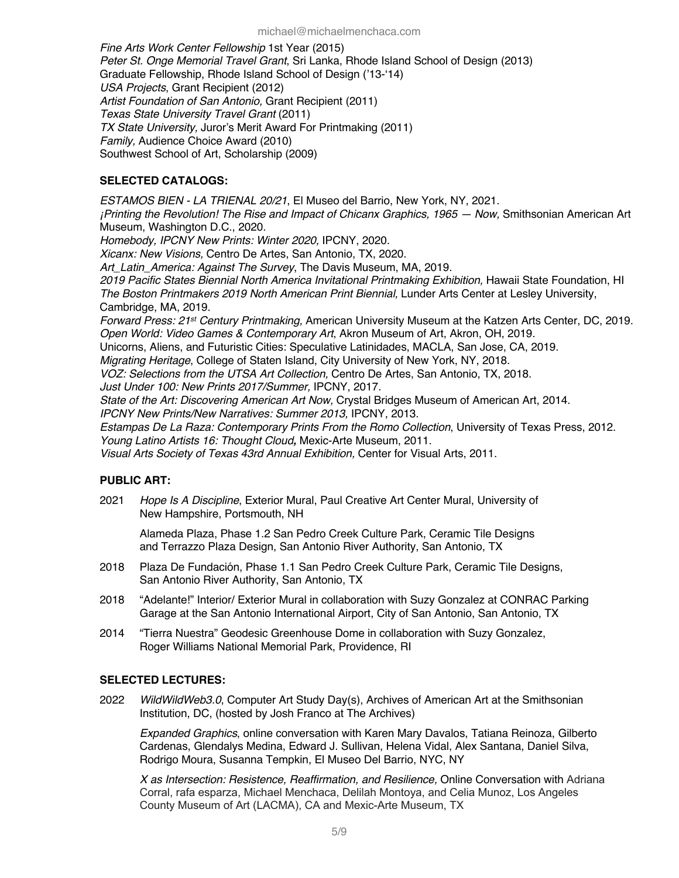*Fine Arts Work Center Fellowship* 1st Year (2015)
*Peter St. Onge Memorial Travel Grant*, Sri Lanka, Rhode Island School of Design (2013)
Graduate Fellowship, Rhode Island School of Design ('13-'14)
*USA Projects*, Grant Recipient (2012)
*Artist Foundation of San Antonio,* Grant Recipient (2011)
*Texas State University Travel Grant* (2011)
*TX State University,* Juror's Merit Award For Printmaking (2011)
*Family,* Audience Choice Award (2010)
Southwest School of Art, Scholarship (2009)

**SELECTED CATALOGS:**

*ESTAMOS BIEN - LA TRIENAL 20/21*, El Museo del Barrio, New York, NY, 2021.
*¡Printing the Revolution! The Rise and Impact of Chicanx Graphics, 1965 — Now,* Smithsonian American Art Museum, Washington D.C., 2020.
*Homebody, IPCNY New Prints: Winter 2020,* IPCNY, 2020.
*Xicanx: New Visions,* Centro De Artes, San Antonio, TX, 2020.
*Art_Latin_America: Against The Survey*, The Davis Museum, MA, 2019.
*2019 Pacific States Biennial North America Invitational Printmaking Exhibition,* Hawaii State Foundation, HI
*The Boston Printmakers 2019 North American Print Biennial,* Lunder Arts Center at Lesley University, Cambridge, MA, 2019.
*Forward Press: 21st Century Printmaking,* American University Museum at the Katzen Arts Center, DC, 2019.
*Open World: Video Games & Contemporary Art*, Akron Museum of Art, Akron, OH, 2019.
Unicorns, Aliens, and Futuristic Cities: Speculative Latinidades, MACLA, San Jose, CA, 2019.
*Migrating Heritage*, College of Staten Island, City University of New York, NY, 2018.
*VOZ: Selections from the UTSA Art Collection,* Centro De Artes, San Antonio, TX, 2018.
*Just Under 100: New Prints 2017/Summer,* IPCNY, 2017.
*State of the Art: Discovering American Art Now,* Crystal Bridges Museum of American Art, 2014.
*IPCNY New Prints/New Narratives: Summer 2013,* IPCNY, 2013.
*Estampas De La Raza: Contemporary Prints From the Romo Collection*, University of Texas Press, 2012.
*Young Latino Artists 16: Thought Cloud,* Mexic-Arte Museum, 2011.
*Visual Arts Society of Texas 43rd Annual Exhibition,* Center for Visual Arts, 2011.

**PUBLIC ART:**

2021 *Hope Is A Discipline*, Exterior Mural, Paul Creative Art Center Mural, University of New Hampshire, Portsmouth, NH

Alameda Plaza, Phase 1.2 San Pedro Creek Culture Park, Ceramic Tile Designs and Terrazzo Plaza Design, San Antonio River Authority, San Antonio, TX

2018 Plaza De Fundación, Phase 1.1 San Pedro Creek Culture Park, Ceramic Tile Designs, San Antonio River Authority, San Antonio, TX

2018 "Adelante!" Interior/ Exterior Mural in collaboration with Suzy Gonzalez at CONRAC Parking Garage at the San Antonio International Airport, City of San Antonio, San Antonio, TX

2014 "Tierra Nuestra" Geodesic Greenhouse Dome in collaboration with Suzy Gonzalez, Roger Williams National Memorial Park, Providence, RI

**SELECTED LECTURES:**

2022 *WildWildWeb3.0*, Computer Art Study Day(s), Archives of American Art at the Smithsonian Institution, DC, (hosted by Josh Franco at The Archives)

*Expanded Graphics*, online conversation with Karen Mary Davalos, Tatiana Reinoza, Gilberto Cardenas, Glendalys Medina, Edward J. Sullivan, Helena Vidal, Alex Santana, Daniel Silva, Rodrigo Moura, Susanna Tempkin, El Museo Del Barrio, NYC, NY

*X as Intersection: Resistence, Reaffirmation, and Resilience,* Online Conversation with Adriana Corral, rafa esparza, Michael Menchaca, Delilah Montoya, and Celia Munoz, Los Angeles County Museum of Art (LACMA), CA and Mexic-Arte Museum, TX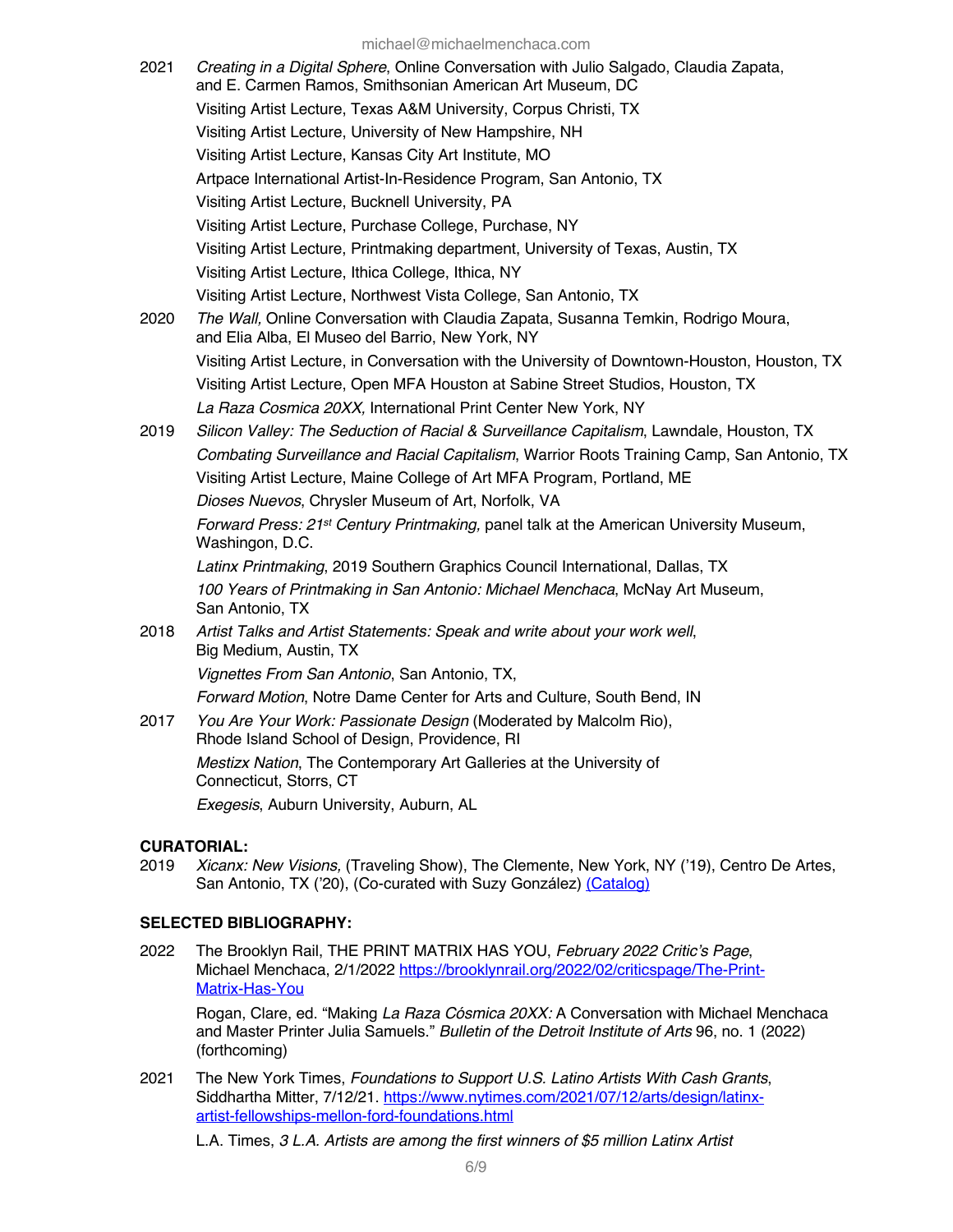2021 *Creating in a Digital Sphere*, Online Conversation with Julio Salgado, Claudia Zapata, and E. Carmen Ramos, Smithsonian American Art Museum, DC

Visiting Artist Lecture, Texas A&M University, Corpus Christi, TX

Visiting Artist Lecture, University of New Hampshire, NH

Visiting Artist Lecture, Kansas City Art Institute, MO

Artpace International Artist-In-Residence Program, San Antonio, TX

Visiting Artist Lecture, Bucknell University, PA

Visiting Artist Lecture, Purchase College, Purchase, NY

Visiting Artist Lecture, Printmaking department, University of Texas, Austin, TX

Visiting Artist Lecture, Ithica College, Ithica, NY

Visiting Artist Lecture, Northwest Vista College, San Antonio, TX

2020 *The Wall,* Online Conversation with Claudia Zapata, Susanna Temkin, Rodrigo Moura, and Elia Alba, El Museo del Barrio, New York, NY

Visiting Artist Lecture, in Conversation with the University of Downtown-Houston, Houston, TX

Visiting Artist Lecture, Open MFA Houston at Sabine Street Studios, Houston, TX

*La Raza Cosmica 20XX,* International Print Center New York, NY

2019 *Silicon Valley: The Seduction of Racial & Surveillance Capitalism*, Lawndale, Houston, TX

*Combating Surveillance and Racial Capitalism*, Warrior Roots Training Camp, San Antonio, TX

Visiting Artist Lecture, Maine College of Art MFA Program, Portland, ME

*Dioses Nuevos*, Chrysler Museum of Art, Norfolk, VA

*Forward Press: 21st Century Printmaking,* panel talk at the American University Museum, Washingon, D.C.

*Latinx Printmaking*, 2019 Southern Graphics Council International, Dallas, TX

*100 Years of Printmaking in San Antonio: Michael Menchaca*, McNay Art Museum, San Antonio, TX

2018 *Artist Talks and Artist Statements: Speak and write about your work well*, Big Medium, Austin, TX

*Vignettes From San Antonio*, San Antonio, TX,

*Forward Motion*, Notre Dame Center for Arts and Culture, South Bend, IN

2017 *You Are Your Work: Passionate Design* (Moderated by Malcolm Rio), Rhode Island School of Design, Providence, RI

*Mestizx Nation*, The Contemporary Art Galleries at the University of Connecticut, Storrs, CT

*Exegesis*, Auburn University, Auburn, AL

**CURATORIAL:**

2019 *Xicanx: New Visions,* (Traveling Show), The Clemente, New York, NY ('19), Centro De Artes, San Antonio, TX ('20), (Co-curated with Suzy González) (Catalog)

**SELECTED BIBLIOGRAPHY:**

2022 The Brooklyn Rail, THE PRINT MATRIX HAS YOU, *February 2022 Critic's Page*, Michael Menchaca, 2/1/2022 https://brooklynrail.org/2022/02/criticspage/The-Print-Matrix-Has-You

Rogan, Clare, ed. "Making *La Raza Cósmica 20XX:* A Conversation with Michael Menchaca and Master Printer Julia Samuels." *Bulletin of the Detroit Institute of Arts* 96, no. 1 (2022) (forthcoming)

2021 The New York Times, *Foundations to Support U.S. Latino Artists With Cash Grants*, Siddhartha Mitter, 7/12/21. https://www.nytimes.com/2021/07/12/arts/design/latinx-artist-fellowships-mellon-ford-foundations.html

L.A. Times, *3 L.A. Artists are among the first winners of $5 million Latinx Artist*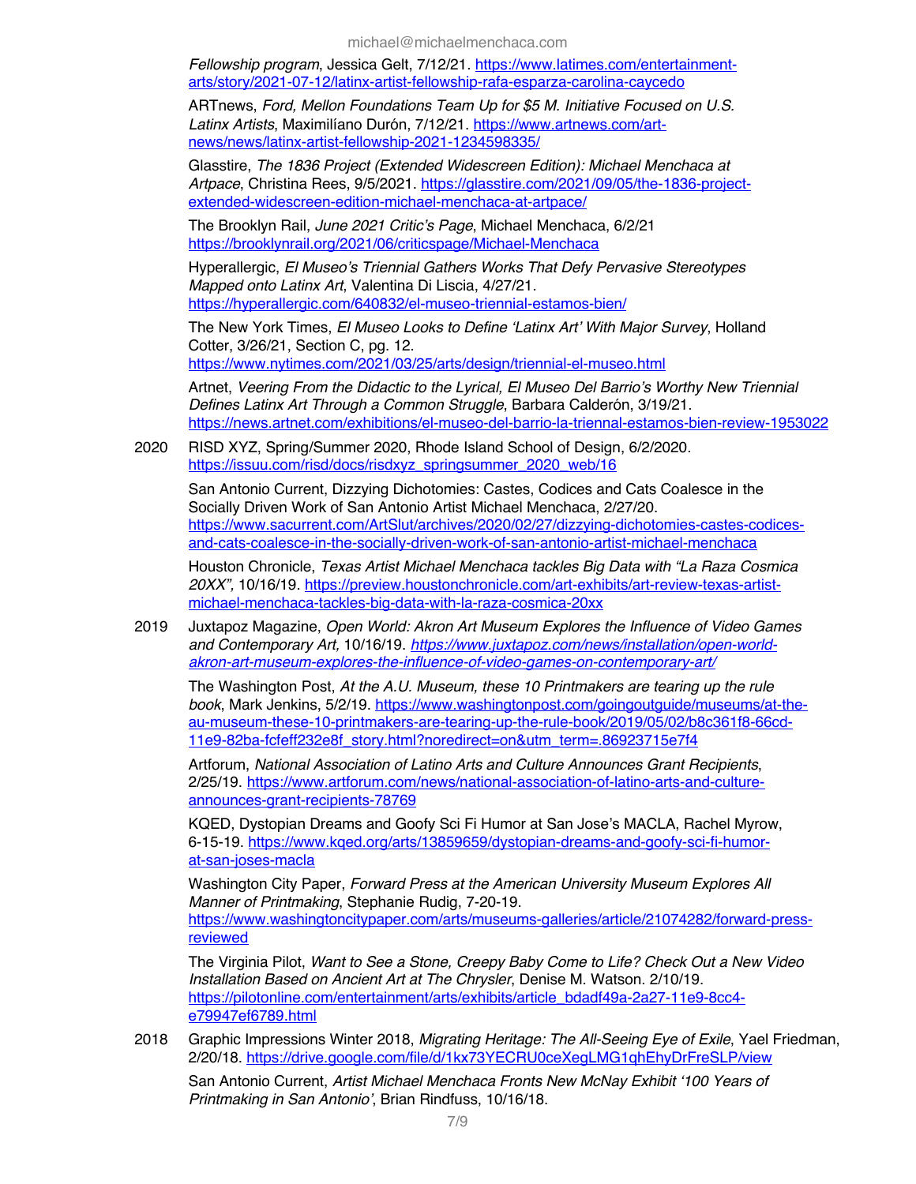*Fellowship program*, Jessica Gelt, 7/12/21. https://www.latimes.com/entertainment-arts/story/2021-07-12/latinx-artist-fellowship-rafa-esparza-carolina-caycedo

ARTnews, *Ford, Mellon Foundations Team Up for $5 M. Initiative Focused on U.S. Latinx Artists*, Maximilíano Durón, 7/12/21. https://www.artnews.com/art-news/news/latinx-artist-fellowship-2021-1234598335/

Glasstire, *The 1836 Project (Extended Widescreen Edition): Michael Menchaca at Artpace*, Christina Rees, 9/5/2021. https://glasstire.com/2021/09/05/the-1836-project-extended-widescreen-edition-michael-menchaca-at-artpace/

The Brooklyn Rail, *June 2021 Critic's Page*, Michael Menchaca, 6/2/21 https://brooklynrail.org/2021/06/criticspage/Michael-Menchaca

Hyperallergic, *El Museo's Triennial Gathers Works That Defy Pervasive Stereotypes Mapped onto Latinx Art*, Valentina Di Liscia, 4/27/21. https://hyperallergic.com/640832/el-museo-triennial-estamos-bien/

The New York Times, *El Museo Looks to Define 'Latinx Art' With Major Survey*, Holland Cotter, 3/26/21, Section C, pg. 12. https://www.nytimes.com/2021/03/25/arts/design/triennial-el-museo.html

Artnet, *Veering From the Didactic to the Lyrical, El Museo Del Barrio's Worthy New Triennial Defines Latinx Art Through a Common Struggle*, Barbara Calderón, 3/19/21. https://news.artnet.com/exhibitions/el-museo-del-barrio-la-trienal-estamos-bien-review-1953022

2020 RISD XYZ, Spring/Summer 2020, Rhode Island School of Design, 6/2/2020. https://issuu.com/risd/docs/risdxyz_springsummer_2020_web/16

San Antonio Current, Dizzying Dichotomies: Castes, Codices and Cats Coalesce in the Socially Driven Work of San Antonio Artist Michael Menchaca, 2/27/20. https://www.sacurrent.com/ArtSlut/archives/2020/02/27/dizzying-dichotomies-castes-codices-and-cats-coalesce-in-the-socially-driven-work-of-san-antonio-artist-michael-menchaca

Houston Chronicle, *Texas Artist Michael Menchaca tackles Big Data with "La Raza Cosmica 20XX"*, 10/16/19. https://preview.houstonchronicle.com/art-exhibits/art-review-texas-artist-michael-menchaca-tackles-big-data-with-la-raza-cosmica-20xx

2019 Juxtapoz Magazine, *Open World: Akron Art Museum Explores the Influence of Video Games and Contemporary Art*, 10/16/19. *https://www.juxtapoz.com/news/installation/open-world-akron-art-museum-explores-the-influence-of-video-games-on-contemporary-art/*

The Washington Post, *At the A.U. Museum, these 10 Printmakers are tearing up the rule book*, Mark Jenkins, 5/2/19. https://www.washingtonpost.com/goingoutguide/museums/at-the-au-museum-these-10-printmakers-are-tearing-up-the-rule-book/2019/05/02/b8c361f8-66cd-11e9-82ba-fcfeff232e8f_story.html?noredirect=on&utm_term=.86923715e7f4

Artforum, *National Association of Latino Arts and Culture Announces Grant Recipients*, 2/25/19. https://www.artforum.com/news/national-association-of-latino-arts-and-culture-announces-grant-recipients-78769

KQED, Dystopian Dreams and Goofy Sci Fi Humor at San Jose's MACLA, Rachel Myrow, 6-15-19. https://www.kqed.org/arts/13859659/dystopian-dreams-and-goofy-sci-fi-humor-at-san-joses-macla

Washington City Paper, *Forward Press at the American University Museum Explores All Manner of Printmaking*, Stephanie Rudig, 7-20-19. https://www.washingtoncitypaper.com/arts/museums-galleries/article/21074282/forward-press-reviewed

The Virginia Pilot, *Want to See a Stone, Creepy Baby Come to Life? Check Out a New Video Installation Based on Ancient Art at The Chrysler*, Denise M. Watson. 2/10/19. https://pilotonline.com/entertainment/arts/exhibits/article_bdadf49a-2a27-11e9-8cc4-e79947ef6789.html

2018 Graphic Impressions Winter 2018, *Migrating Heritage: The All-Seeing Eye of Exile*, Yael Friedman, 2/20/18. https://drive.google.com/file/d/1kx73YECRU0ceXegLMG1qhEhyDrFreSLP/view

San Antonio Current, *Artist Michael Menchaca Fronts New McNay Exhibit '100 Years of Printmaking in San Antonio'*, Brian Rindfuss, 10/16/18.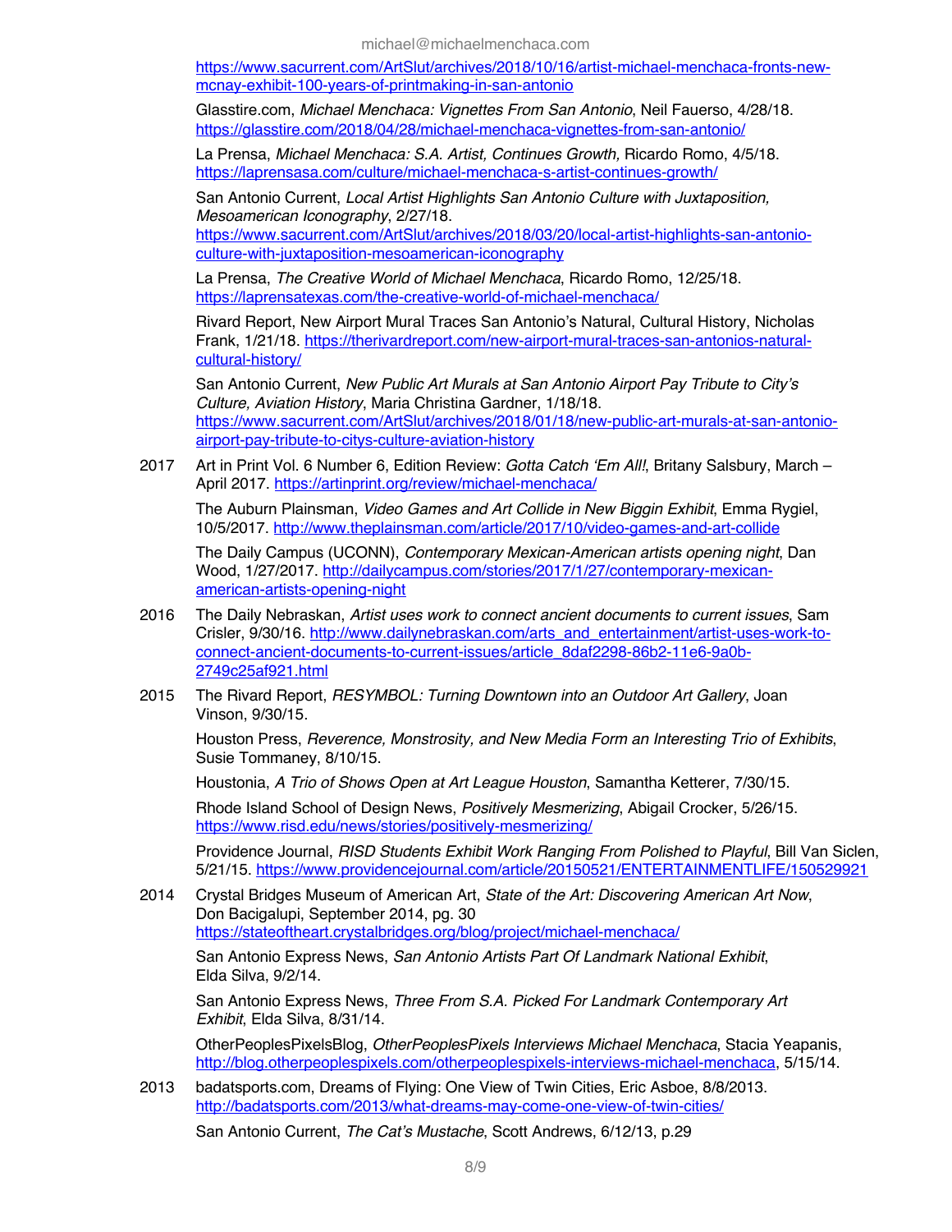https://www.sacurrent.com/ArtSlut/archives/2018/10/16/artist-michael-menchaca-fronts-new-mcnay-exhibit-100-years-of-printmaking-in-san-antonio

Glasstire.com, *Michael Menchaca: Vignettes From San Antonio*, Neil Fauerso, 4/28/18. https://glasstire.com/2018/04/28/michael-menchaca-vignettes-from-san-antonio/

La Prensa, *Michael Menchaca: S.A. Artist, Continues Growth,* Ricardo Romo, 4/5/18. https://laprensasa.com/culture/michael-menchaca-s-artist-continues-growth/

San Antonio Current, *Local Artist Highlights San Antonio Culture with Juxtaposition, Mesoamerican Iconography*, 2/27/18. https://www.sacurrent.com/ArtSlut/archives/2018/03/20/local-artist-highlights-san-antonio-culture-with-juxtaposition-mesoamerican-iconography

La Prensa, *The Creative World of Michael Menchaca*, Ricardo Romo, 12/25/18. https://laprensatexas.com/the-creative-world-of-michael-menchaca/

Rivard Report, New Airport Mural Traces San Antonio's Natural, Cultural History, Nicholas Frank, 1/21/18. https://therivardreport.com/new-airport-mural-traces-san-antonios-natural-cultural-history/

San Antonio Current, *New Public Art Murals at San Antonio Airport Pay Tribute to City's Culture, Aviation History*, Maria Christina Gardner, 1/18/18. https://www.sacurrent.com/ArtSlut/archives/2018/01/18/new-public-art-murals-at-san-antonio-airport-pay-tribute-to-citys-culture-aviation-history

2017 Art in Print Vol. 6 Number 6, Edition Review: *Gotta Catch 'Em All!*, Britany Salsbury, March – April 2017. https://artinprint.org/review/michael-menchaca/

The Auburn Plainsman, *Video Games and Art Collide in New Biggin Exhibit*, Emma Rygiel, 10/5/2017. http://www.theplainsman.com/article/2017/10/video-games-and-art-collide

The Daily Campus (UCONN), *Contemporary Mexican-American artists opening night*, Dan Wood, 1/27/2017. http://dailycampus.com/stories/2017/1/27/contemporary-mexican-american-artists-opening-night

2016 The Daily Nebraskan, *Artist uses work to connect ancient documents to current issues*, Sam Crisler, 9/30/16. http://www.dailynebraskan.com/arts_and_entertainment/artist-uses-work-to-connect-ancient-documents-to-current-issues/article_8daf2298-86b2-11e6-9a0b-2749c25af921.html

2015 The Rivard Report, *RESYMBOL: Turning Downtown into an Outdoor Art Gallery*, Joan Vinson, 9/30/15.

Houston Press, *Reverence, Monstrosity, and New Media Form an Interesting Trio of Exhibits*, Susie Tommaney, 8/10/15.

Houstonia, *A Trio of Shows Open at Art League Houston*, Samantha Ketterer, 7/30/15.

Rhode Island School of Design News, *Positively Mesmerizing*, Abigail Crocker, 5/26/15. https://www.risd.edu/news/stories/positively-mesmerizing/

Providence Journal, *RISD Students Exhibit Work Ranging From Polished to Playful*, Bill Van Siclen, 5/21/15. https://www.providencejournal.com/article/20150521/ENTERTAINMENTLIFE/150529921

2014 Crystal Bridges Museum of American Art, *State of the Art: Discovering American Art Now*, Don Bacigalupi, September 2014, pg. 30 https://stateoftheart.crystalbridges.org/blog/project/michael-menchaca/

San Antonio Express News, *San Antonio Artists Part Of Landmark National Exhibit*, Elda Silva, 9/2/14.

San Antonio Express News, *Three From S.A. Picked For Landmark Contemporary Art Exhibit*, Elda Silva, 8/31/14.

OtherPeoplesPixelsBlog, *OtherPeoplesPixels Interviews Michael Menchaca*, Stacia Yeapanis, http://blog.otherpeoplespixels.com/otherpeoplespixels-interviews-michael-menchaca, 5/15/14.

2013 badatsports.com, Dreams of Flying: One View of Twin Cities, Eric Asboe, 8/8/2013. http://badatsports.com/2013/what-dreams-may-come-one-view-of-twin-cities/

San Antonio Current, *The Cat's Mustache*, Scott Andrews, 6/12/13, p.29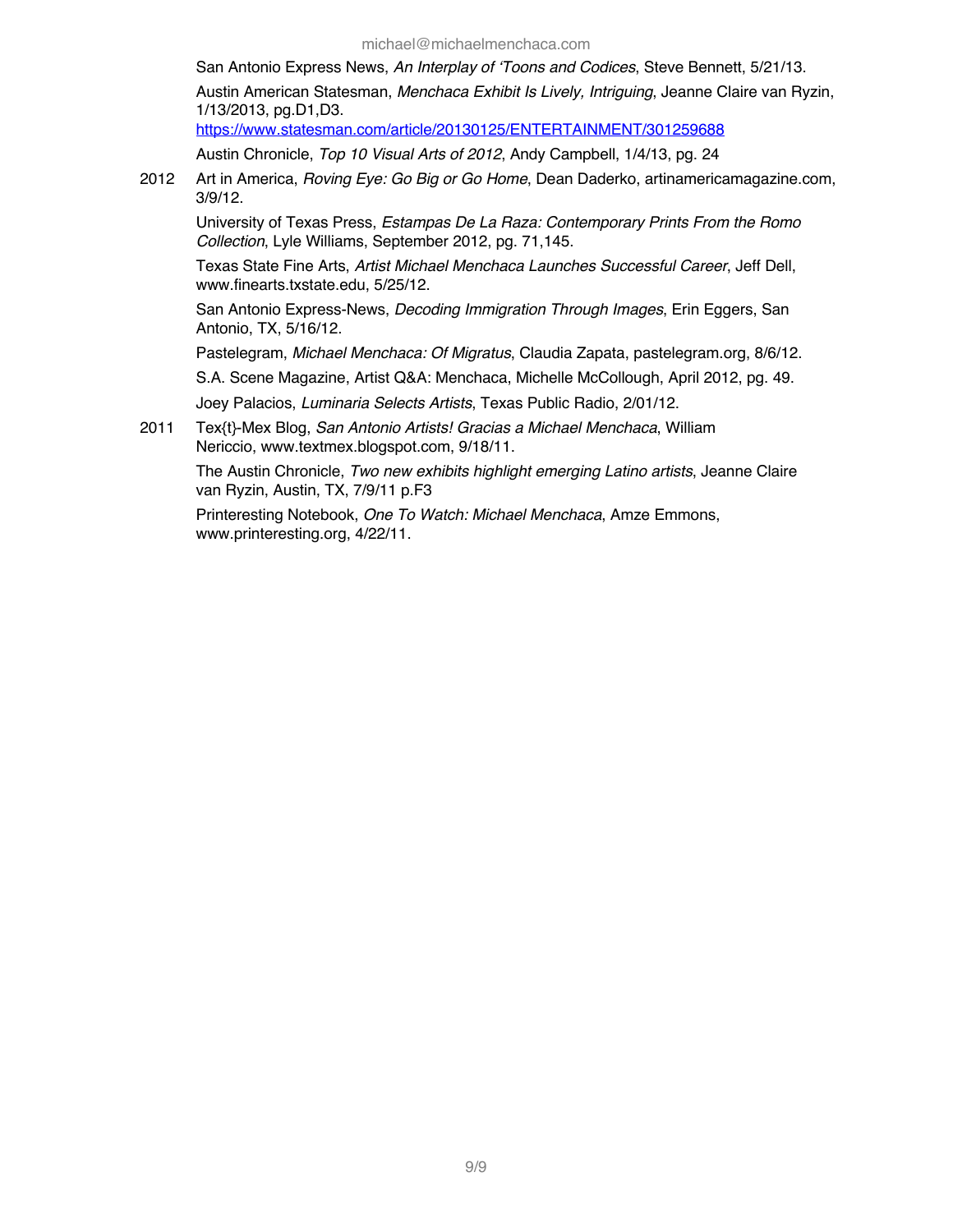San Antonio Express News, *An Interplay of 'Toons and Codices*, Steve Bennett, 5/21/13.

Austin American Statesman, *Menchaca Exhibit Is Lively, Intriguing*, Jeanne Claire van Ryzin, 1/13/2013, pg.D1,D3.
https://www.statesman.com/article/20130125/ENTERTAINMENT/301259688

Austin Chronicle, *Top 10 Visual Arts of 2012*, Andy Campbell, 1/4/13, pg. 24

2012 Art in America, *Roving Eye: Go Big or Go Home*, Dean Daderko, artinamericamagazine.com, 3/9/12.

University of Texas Press, *Estampas De La Raza: Contemporary Prints From the Romo Collection*, Lyle Williams, September 2012, pg. 71,145.

Texas State Fine Arts, *Artist Michael Menchaca Launches Successful Career*, Jeff Dell, www.finearts.txstate.edu, 5/25/12.

San Antonio Express-News, *Decoding Immigration Through Images*, Erin Eggers, San Antonio, TX, 5/16/12.

Pastelegram, *Michael Menchaca: Of Migratus*, Claudia Zapata, pastelegram.org, 8/6/12.

S.A. Scene Magazine, Artist Q&A: Menchaca, Michelle McCollough, April 2012, pg. 49.

Joey Palacios, *Luminaria Selects Artists*, Texas Public Radio, 2/01/12.

2011 Tex{t}-Mex Blog, *San Antonio Artists! Gracias a Michael Menchaca*, William Nericcio, www.textmex.blogspot.com, 9/18/11.

The Austin Chronicle, *Two new exhibits highlight emerging Latino artists*, Jeanne Claire van Ryzin, Austin, TX, 7/9/11 p.F3

Printeresting Notebook, *One To Watch: Michael Menchaca*, Amze Emmons, www.printeresting.org, 4/22/11.